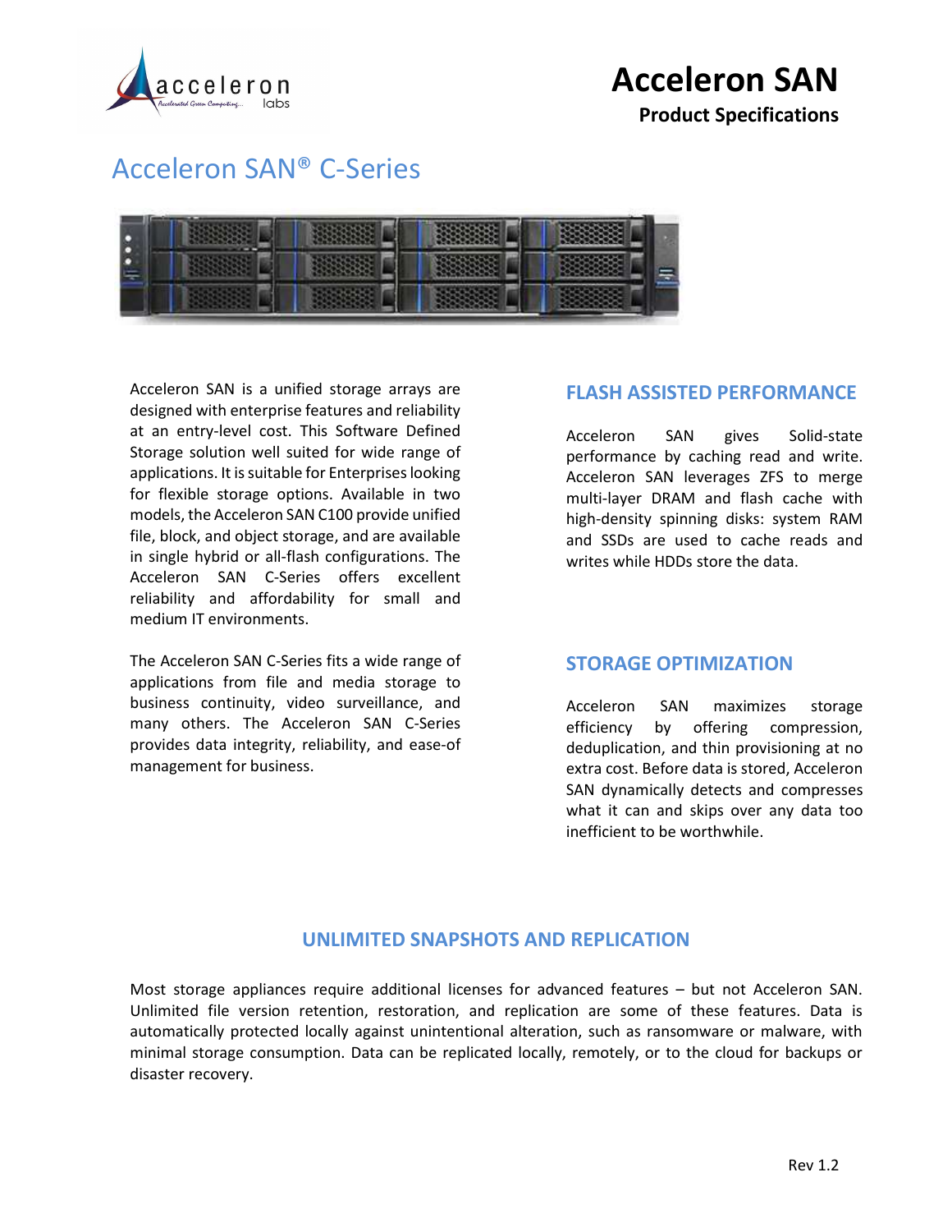# Acceleron SAN

**Product Specifications**

## Acceleron SAN® C-Series

Acceleron SAN is a unified storage arrays are designed with enterprise features and reliability at an entry-level cost. This Software Defined Storage solution well suited for wide range of applications. It is suitable for Enterprises looking for flexible storage options. Available in two models, the Acceleron SAN C100 provide unified file, block, and object storage, and are available in single hybrid or all-flash configurations. The Acceleron SAN C-Series offers excellent reliability and affordability for small and medium IT environments.

The Acceleron SAN C-Series fits a wide range of applications from file and media storage to business continuity, video surveillance, and many others. The Acceleron SAN C-Series provides data integrity, reliability, and ease-of management for business.

### FLASH ASSISTED PERFORMANCE

Acceleron SAN gives Solid-state performance by caching read and write. Acceleron SAN leverages ZFS to merge multi-layer DRAM and flash cache with high-density spinning disks: system RAM and SSDs are used to cache reads and writes while HDDs store the data.

### STORAGE OPTIMIZATION

Acceleron SAN maximizes storage efficiency by offering compression, deduplication, and thin provisioning at no extra cost. Before data is stored, Acceleron SAN dynamically detects and compresses what it can and skips over any data too inefficient to be worthwhile.

### UNLIMITED SNAPSHOTS AND REPLICATION

Most storage appliances require additional licenses for advanced features – but not Acceleron SAN. Unlimited file version retention, restoration, and replication are some of these features. Data is automatically protected locally against unintentional alteration, such as ransomware or malware, with minimal storage consumption. Data can be replicated locally, remotely, or to the cloud for backups or disaster recovery.

Rev 1.2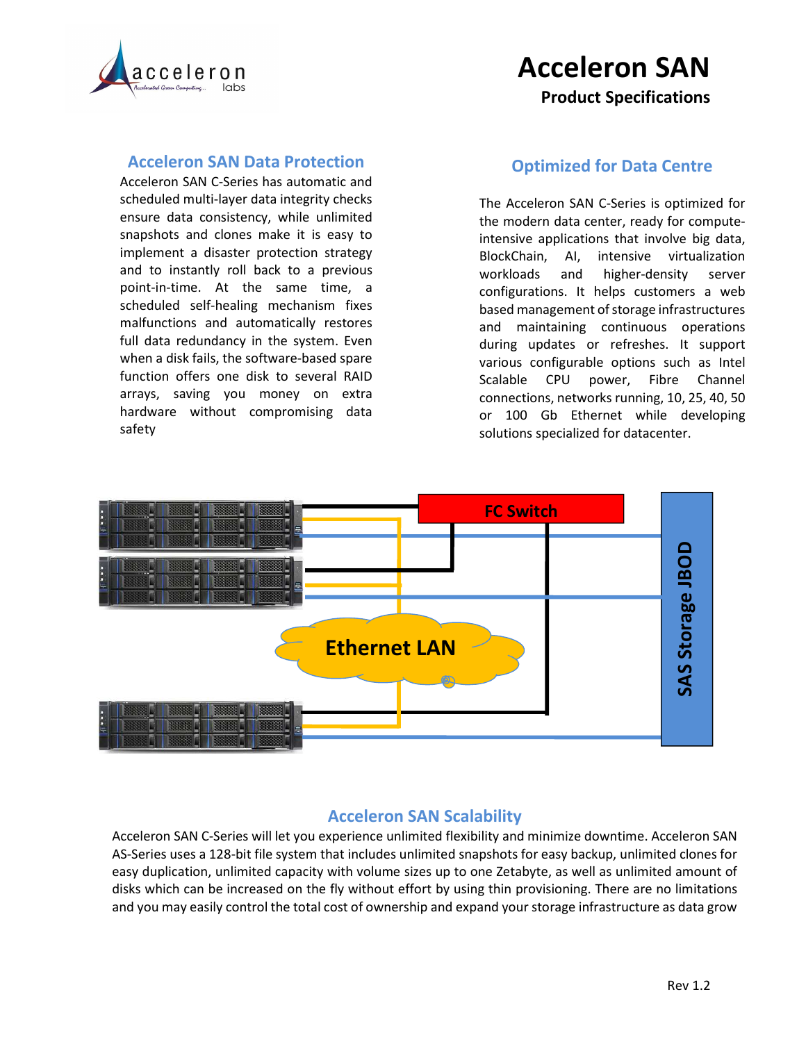# Acceleron SAN

**Product Specifications**

## Acceleron SAN Data Protection

Acceleron SAN C-Series has automatic and scheduled multi-layer data integrity checks ensure data consistency, while unlimited snapshots and clones make it is easy to implement a disaster protection strategy and to instantly roll back to a previous point-in-time. At the same time, a scheduled self-healing mechanism fixes malfunctions and automatically restores full data redundancy in the system. Even when a disk fails, the software-based spare function offers one disk to several RAID arrays, saving you money on extra hardware without compromising data safety

## Optimized for Data Centre

The Acceleron SAN C-Series is optimized for the modern data center, ready for compute-intensive applications that involve big data, BlockChain, AI, intensive virtualization workloads and higher-density server configurations. It helps customers a web based management of storage infrastructures and maintaining continuous operations during updates or refreshes. It support various configurable options such as Intel Scalable CPU power, Fibre Channel connections, networks running, 10, 25, 40, 50 or 100 Gb Ethernet while developing solutions specialized for datacenter.

FC Switch

Ethernet LAN

SAS Storage JBOD

## Acceleron SAN Scalability

Acceleron SAN C-Series will let you experience unlimited flexibility and minimize downtime. Acceleron SAN AS-Series uses a 128-bit file system that includes unlimited snapshots for easy backup, unlimited clones for easy duplication, unlimited capacity with volume sizes up to one Zetabyte, as well as unlimited amount of disks which can be increased on the fly without effort by using thin provisioning. There are no limitations and you may easily control the total cost of ownership and expand your storage infrastructure as data grow

Rev 1.2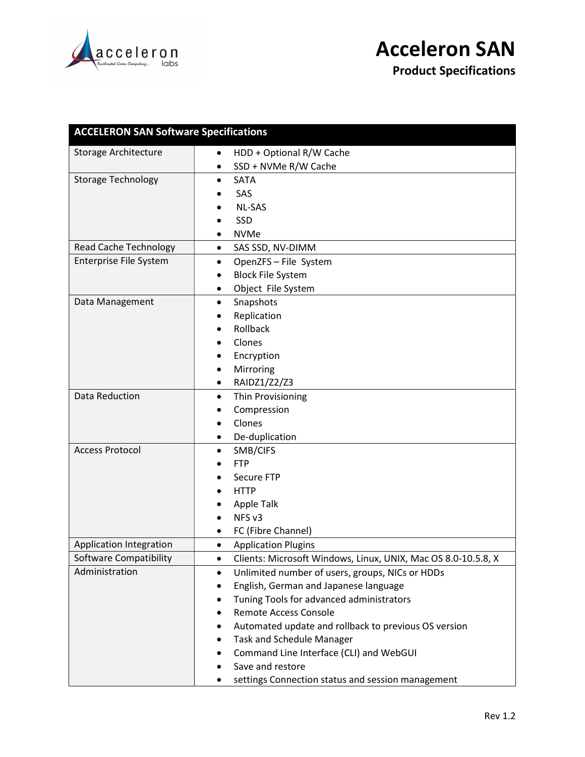# Acceleron SAN

## Product Specifications

| ACCELERON SAN Software Specifications | |
|---|---|
| Storage Architecture | • HDD + Optional R/W Cache<br>• SSD + NVMe R/W Cache |
| Storage Technology | • SATA<br>• SAS<br>• NL-SAS<br>• SSD<br>• NVMe |
| Read Cache Technology | • SAS SSD, NV-DIMM |
| Enterprise File System | • OpenZFS – File System<br>• Block File System<br>• Object File System |
| Data Management | • Snapshots<br>• Replication<br>• Rollback<br>• Clones<br>• Encryption<br>• Mirroring<br>• RAIDZ1/Z2/Z3 |
| Data Reduction | • Thin Provisioning<br>• Compression<br>• Clones<br>• De-duplication |
| Access Protocol | • SMB/CIFS<br>• FTP<br>• Secure FTP<br>• HTTP<br>• Apple Talk<br>• NFS v3<br>• FC (Fibre Channel) |
| Application Integration | • Application Plugins |
| Software Compatibility | • Clients: Microsoft Windows, Linux, UNIX, Mac OS 8.0-10.5.8, X |
| Administration | • Unlimited number of users, groups, NICs or HDDs<br>• English, German and Japanese language<br>• Tuning Tools for advanced administrators<br>• Remote Access Console<br>• Automated update and rollback to previous OS version<br>• Task and Schedule Manager<br>• Command Line Interface (CLI) and WebGUI<br>• Save and restore<br>• settings Connection status and session management |

Rev 1.2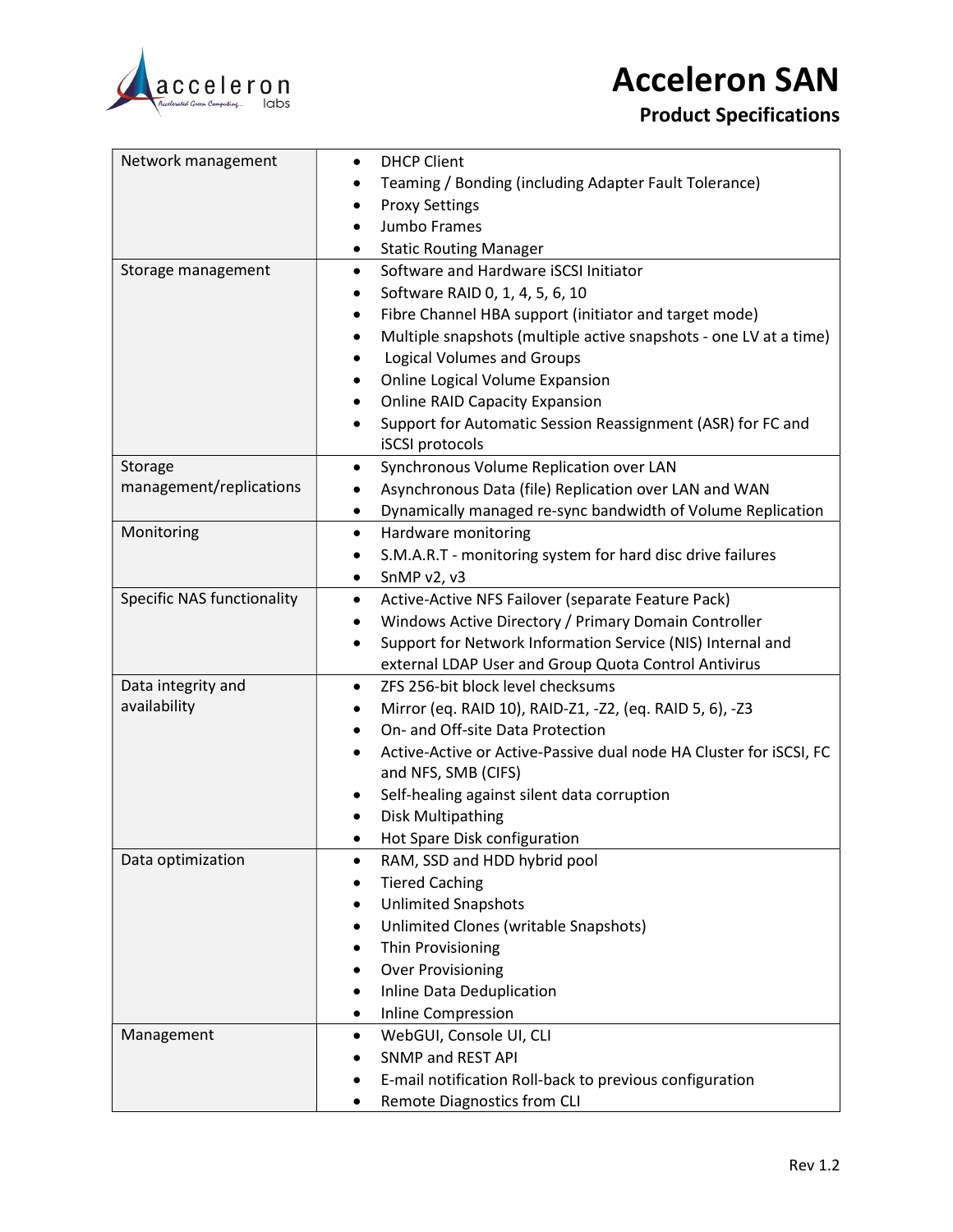# Acceleron SAN

## Product Specifications

| | |
|---|---|
| Network management | • DHCP Client<br>• Teaming / Bonding (including Adapter Fault Tolerance)<br>• Proxy Settings<br>• Jumbo Frames<br>• Static Routing Manager |
| Storage management | • Software and Hardware iSCSI Initiator<br>• Software RAID 0, 1, 4, 5, 6, 10<br>• Fibre Channel HBA support (initiator and target mode)<br>• Multiple snapshots (multiple active snapshots - one LV at a time)<br>• Logical Volumes and Groups<br>• Online Logical Volume Expansion<br>• Online RAID Capacity Expansion<br>• Support for Automatic Session Reassignment (ASR) for FC and iSCSI protocols |
| Storage management/replications | • Synchronous Volume Replication over LAN<br>• Asynchronous Data (file) Replication over LAN and WAN<br>• Dynamically managed re-sync bandwidth of Volume Replication |
| Monitoring | • Hardware monitoring<br>• S.M.A.R.T - monitoring system for hard disc drive failures<br>• SnMP v2, v3 |
| Specific NAS functionality | • Active-Active NFS Failover (separate Feature Pack)<br>• Windows Active Directory / Primary Domain Controller<br>• Support for Network Information Service (NIS) Internal and external LDAP User and Group Quota Control Antivirus |
| Data integrity and availability | • ZFS 256-bit block level checksums<br>• Mirror (eq. RAID 10), RAID-Z1, -Z2, (eq. RAID 5, 6), -Z3<br>• On- and Off-site Data Protection<br>• Active-Active or Active-Passive dual node HA Cluster for iSCSI, FC and NFS, SMB (CIFS)<br>• Self-healing against silent data corruption<br>• Disk Multipathing<br>• Hot Spare Disk configuration |
| Data optimization | • RAM, SSD and HDD hybrid pool<br>• Tiered Caching<br>• Unlimited Snapshots<br>• Unlimited Clones (writable Snapshots)<br>• Thin Provisioning<br>• Over Provisioning<br>• Inline Data Deduplication<br>• Inline Compression |
| Management | • WebGUI, Console UI, CLI<br>• SNMP and REST API<br>• E-mail notification Roll-back to previous configuration<br>• Remote Diagnostics from CLI |

Rev 1.2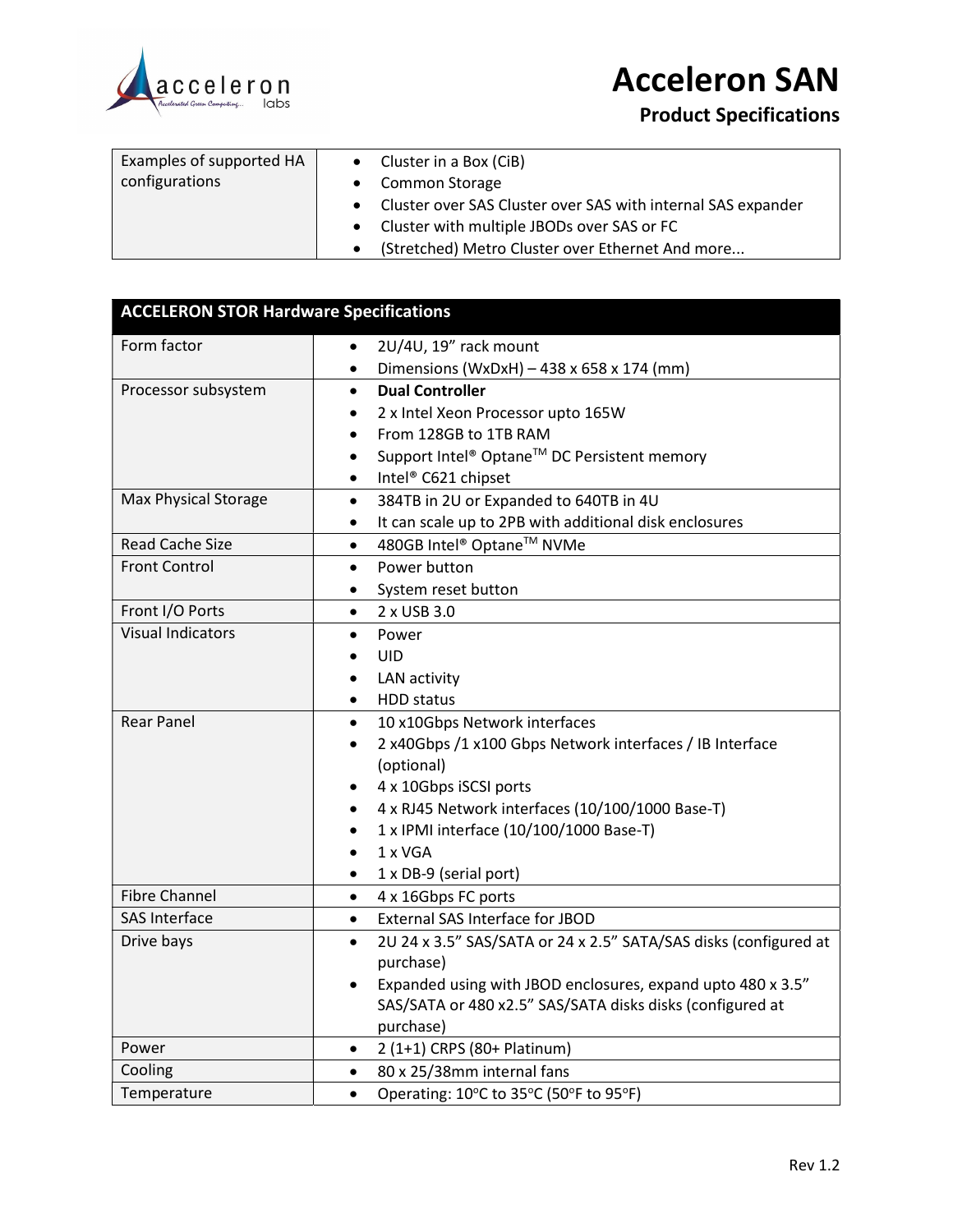# Acceleron SAN

## Product Specifications

| Examples of supported HA configurations | <ul><li>Cluster in a Box (CiB)</li><li>Common Storage</li><li>Cluster over SAS Cluster over SAS with internal SAS expander</li><li>Cluster with multiple JBODs over SAS or FC</li><li>(Stretched) Metro Cluster over Ethernet And more...</li></ul> |
|---|---|

| ACCELERON STOR Hardware Specifications | |
|---|---|
| Form factor | <ul><li>2U/4U, 19" rack mount</li><li>Dimensions (WxDxH) – 438 x 658 x 174 (mm)</li></ul> |
| Processor subsystem | <ul><li>**Dual Controller**</li><li>2 x Intel Xeon Processor upto 165W</li><li>From 128GB to 1TB RAM</li><li>Support Intel® Optane™ DC Persistent memory</li><li>Intel® C621 chipset</li></ul> |
| Max Physical Storage | <ul><li>384TB in 2U or Expanded to 640TB in 4U</li><li>It can scale up to 2PB with additional disk enclosures</li></ul> |
| Read Cache Size | <ul><li>480GB Intel® Optane™ NVMe</li></ul> |
| Front Control | <ul><li>Power button</li><li>System reset button</li></ul> |
| Front I/O Ports | <ul><li>2 x USB 3.0</li></ul> |
| Visual Indicators | <ul><li>Power</li><li>UID</li><li>LAN activity</li><li>HDD status</li></ul> |
| Rear Panel | <ul><li>10 x10Gbps Network interfaces</li><li>2 x40Gbps /1 x100 Gbps Network interfaces / IB Interface (optional)</li><li>4 x 10Gbps iSCSI ports</li><li>4 x RJ45 Network interfaces (10/100/1000 Base-T)</li><li>1 x IPMI interface (10/100/1000 Base-T)</li><li>1 x VGA</li><li>1 x DB-9 (serial port)</li></ul> |
| Fibre Channel | <ul><li>4 x 16Gbps FC ports</li></ul> |
| SAS Interface | <ul><li>External SAS Interface for JBOD</li></ul> |
| Drive bays | <ul><li>2U 24 x 3.5" SAS/SATA or 24 x 2.5" SATA/SAS disks (configured at purchase)</li><li>Expanded using with JBOD enclosures, expand upto 480 x 3.5" SAS/SATA or 480 x2.5" SAS/SATA disks disks (configured at purchase)</li></ul> |
| Power | <ul><li>2 (1+1) CRPS (80+ Platinum)</li></ul> |
| Cooling | <ul><li>80 x 25/38mm internal fans</li></ul> |
| Temperature | <ul><li>Operating: 10°C to 35°C (50°F to 95°F)</li></ul> |

Rev 1.2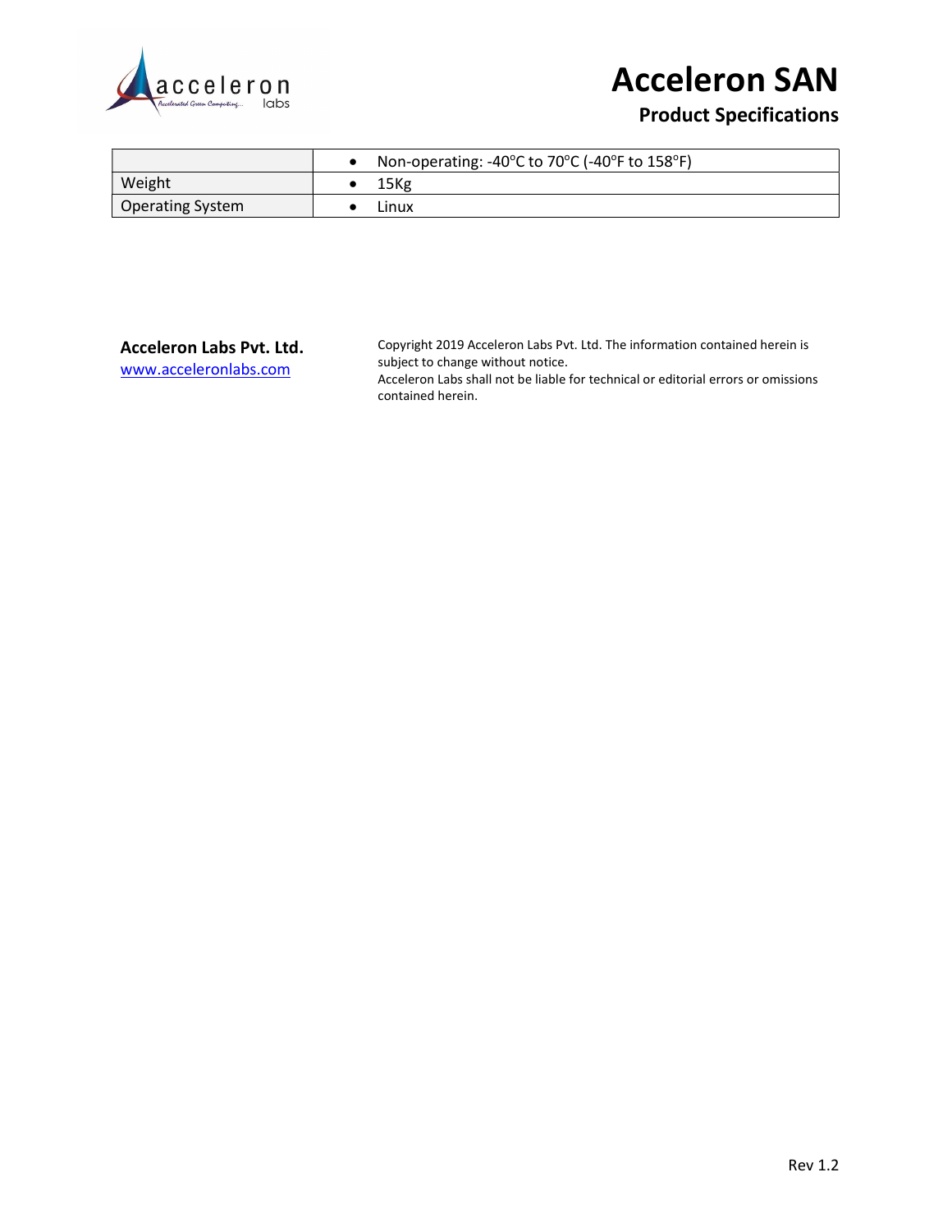| | |
|---|---|
| | • Non-operating: -40°C to 70°C (-40°F to 158°F) |
| Weight | • 15Kg |
| Operating System | • Linux |

**Acceleron Labs Pvt. Ltd.**
www.acceleronlabs.com

Copyright 2019 Acceleron Labs Pvt. Ltd. The information contained herein is subject to change without notice.
Acceleron Labs shall not be liable for technical or editorial errors or omissions contained herein.

Rev 1.2